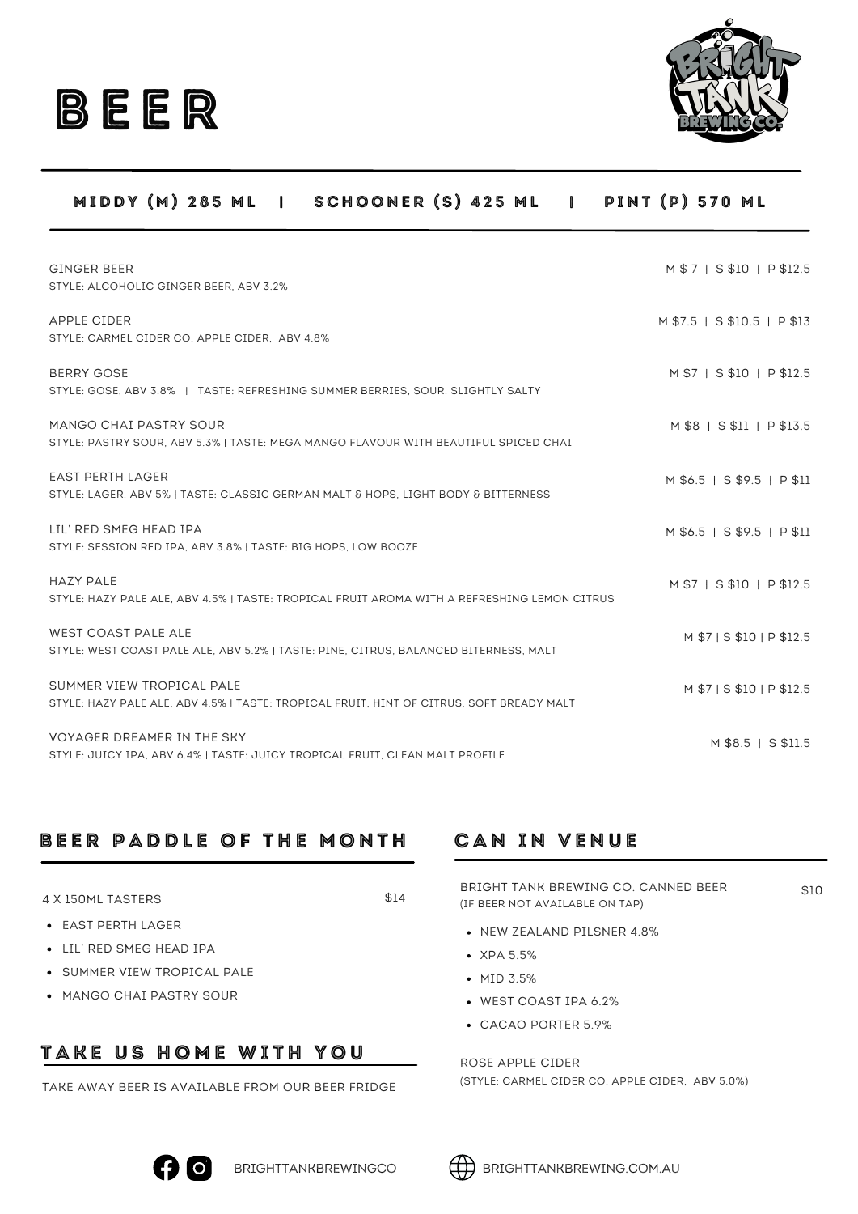# BEER

## MIDDY (M) 285 ML | SCHOONER (S) 425 ML | PINT (P) 570 ML

GINGER BEER — M $ 7 | S $10 | P $12.5
STYLE: ALCOHOLIC GINGER BEER, ABV 3.2%

APPLE CIDER — M $7.5 | S $10.5 | P $13
STYLE: CARMEL CIDER CO. APPLE CIDER, ABV 4.8%

BERRY GOSE — M $7 | S $10 | P $12.5
STYLE: GOSE, ABV 3.8% | TASTE: REFRESHING SUMMER BERRIES, SOUR, SLIGHTLY SALTY

MANGO CHAI PASTRY SOUR — M $8 | S $11 | P $13.5
STYLE: PASTRY SOUR, ABV 5.3% | TASTE: MEGA MANGO FLAVOUR WITH BEAUTIFUL SPICED CHAI

EAST PERTH LAGER — M $6.5 | S $9.5 | P $11
STYLE: LAGER, ABV 5% | TASTE: CLASSIC GERMAN MALT & HOPS, LIGHT BODY & BITTERNESS

LIL' RED SMEG HEAD IPA — M $6.5 | S $9.5 | P $11
STYLE: SESSION RED IPA, ABV 3.8% | TASTE: BIG HOPS, LOW BOOZE

HAZY PALE — M $7 | S $10 | P $12.5
STYLE: HAZY PALE ALE, ABV 4.5% | TASTE: TROPICAL FRUIT AROMA WITH A REFRESHING LEMON CITRUS

WEST COAST PALE ALE — M $7 | S $10 | P $12.5
STYLE: WEST COAST PALE ALE, ABV 5.2% | TASTE: PINE, CITRUS, BALANCED BITERNESS, MALT

SUMMER VIEW TROPICAL PALE — M $7 | S $10 | P $12.5
STYLE: HAZY PALE ALE, ABV 4.5% | TASTE: TROPICAL FRUIT, HINT OF CITRUS, SOFT BREADY MALT

VOYAGER DREAMER IN THE SKY — M $8.5 | S $11.5
STYLE: JUICY IPA, ABV 6.4% | TASTE: JUICY TROPICAL FRUIT, CLEAN MALT PROFILE

## BEER PADDLE OF THE MONTH

4 X 150ML TASTERS — $14

- EAST PERTH LAGER
- LIL' RED SMEG HEAD IPA
- SUMMER VIEW TROPICAL PALE
- MANGO CHAI PASTRY SOUR

## TAKE US HOME WITH YOU

TAKE AWAY BEER IS AVAILABLE FROM OUR BEER FRIDGE

## CAN IN VENUE

BRIGHT TANK BREWING CO. CANNED BEER — $10
(IF BEER NOT AVAILABLE ON TAP)

- NEW ZEALAND PILSNER 4.8%
- XPA 5.5%
- MID 3.5%
- WEST COAST IPA 6.2%
- CACAO PORTER 5.9%

ROSE APPLE CIDER
(STYLE: CARMEL CIDER CO. APPLE CIDER, ABV 5.0%)

BRIGHTTANKBREWINGCO | BRIGHTTANKBREWING.COM.AU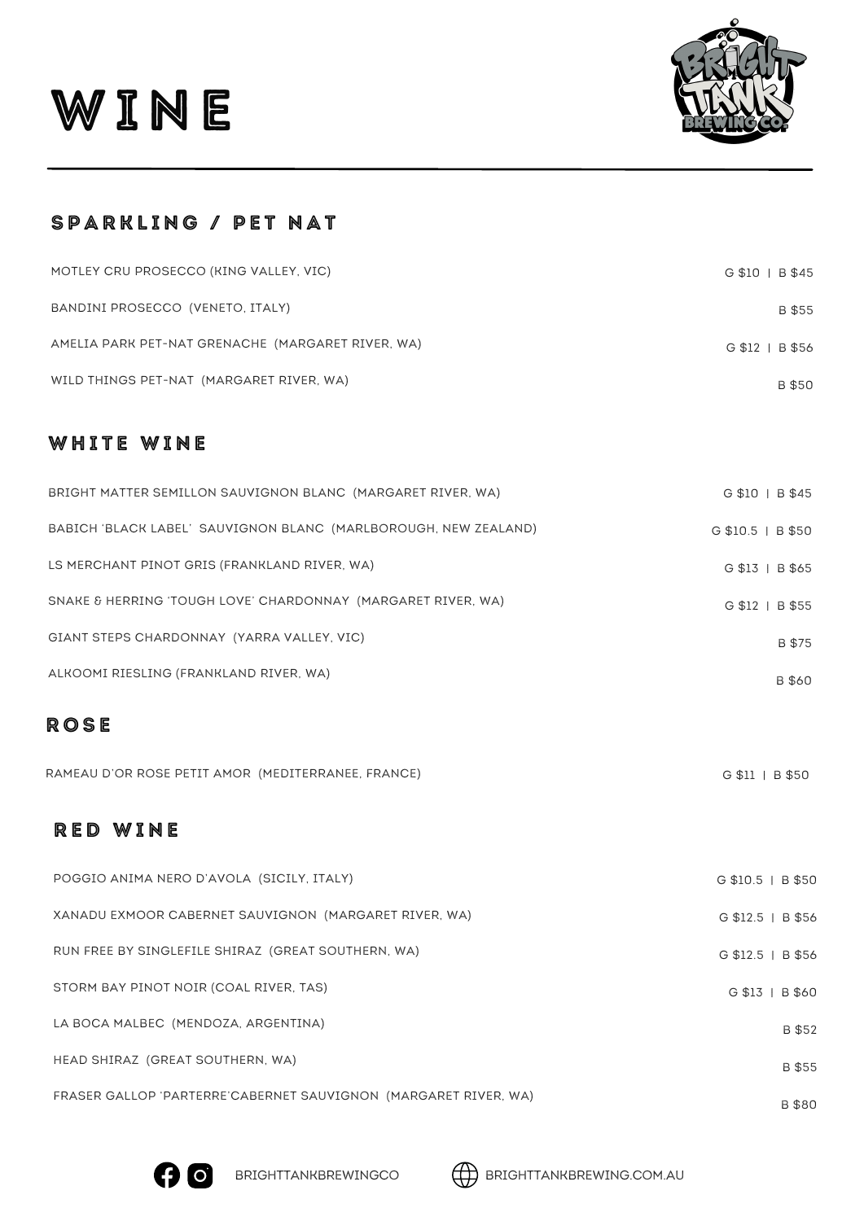# WINE

## SPARKLING / PET NAT

| Wine | Price |
| --- | --- |
| MOTLEY CRU PROSECCO (KING VALLEY, VIC) | G $10 \| B $45 |
| BANDINI PROSECCO (VENETO, ITALY) | B $55 |
| AMELIA PARK PET-NAT GRENACHE (MARGARET RIVER, WA) | G $12 \| B $56 |
| WILD THINGS PET-NAT (MARGARET RIVER, WA) | B $50 |

## WHITE WINE

| Wine | Price |
| --- | --- |
| BRIGHT MATTER SEMILLON SAUVIGNON BLANC (MARGARET RIVER, WA) | G $10 \| B $45 |
| BABICH 'BLACK LABEL' SAUVIGNON BLANC (MARLBOROUGH, NEW ZEALAND) | G $10.5 \| B $50 |
| LS MERCHANT PINOT GRIS (FRANKLAND RIVER, WA) | G $13 \| B $65 |
| SNAKE & HERRING 'TOUGH LOVE' CHARDONNAY (MARGARET RIVER, WA) | G $12 \| B $55 |
| GIANT STEPS CHARDONNAY (YARRA VALLEY, VIC) | B $75 |
| ALKOOMI RIESLING (FRANKLAND RIVER, WA) | B $60 |

## ROSE

| Wine | Price |
| --- | --- |
| RAMEAU D'OR ROSE PETIT AMOR (MEDITERRANEE, FRANCE) | G $11 \| B $50 |

## RED WINE

| Wine | Price |
| --- | --- |
| POGGIO ANIMA NERO D'AVOLA (SICILY, ITALY) | G $10.5 \| B $50 |
| XANADU EXMOOR CABERNET SAUVIGNON (MARGARET RIVER, WA) | G $12.5 \| B $56 |
| RUN FREE BY SINGLEFILE SHIRAZ (GREAT SOUTHERN, WA) | G $12.5 \| B $56 |
| STORM BAY PINOT NOIR (COAL RIVER, TAS) | G $13 \| B $60 |
| LA BOCA MALBEC (MENDOZA, ARGENTINA) | B $52 |
| HEAD SHIRAZ (GREAT SOUTHERN, WA) | B $55 |
| FRASER GALLOP 'PARTERRE'CABERNET SAUVIGNON (MARGARET RIVER, WA) | B $80 |

BRIGHTTANKBREWINGCO BRIGHTTANKBREWING.COM.AU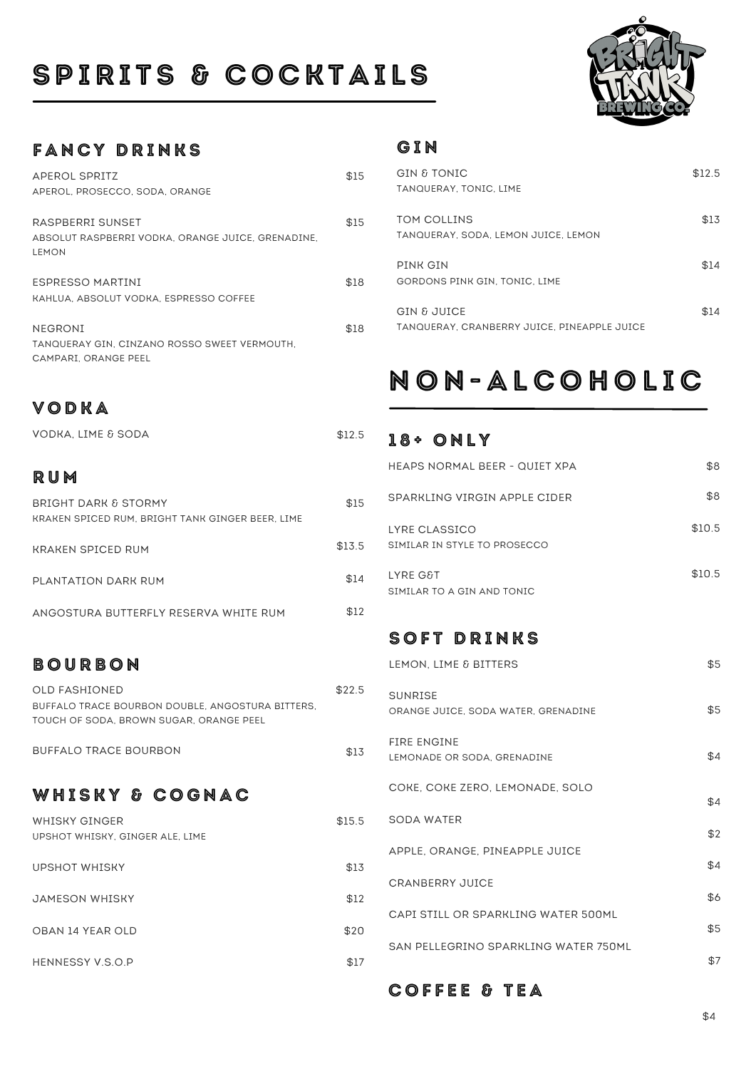# SPIRITS & COCKTAILS

## FANCY DRINKS

APEROL SPRITZ — $15
APEROL, PROSECCO, SODA, ORANGE

RASPBERRI SUNSET — $15
ABSOLUT RASPBERRI VODKA, ORANGE JUICE, GRENADINE, LEMON

ESPRESSO MARTINI — $18
KAHLUA, ABSOLUT VODKA, ESPRESSO COFFEE

NEGRONI — $18
TANQUERAY GIN, CINZANO ROSSO SWEET VERMOUTH, CAMPARI, ORANGE PEEL

## VODKA

VODKA, LIME & SODA — $12.5

## RUM

BRIGHT DARK & STORMY — $15
KRAKEN SPICED RUM, BRIGHT TANK GINGER BEER, LIME

KRAKEN SPICED RUM — $13.5

PLANTATION DARK RUM — $14

ANGOSTURA BUTTERFLY RESERVA WHITE RUM — $12

## BOURBON

OLD FASHIONED — $22.5
BUFFALO TRACE BOURBON DOUBLE, ANGOSTURA BITTERS, TOUCH OF SODA, BROWN SUGAR, ORANGE PEEL

BUFFALO TRACE BOURBON — $13

## WHISKY & COGNAC

WHISKY GINGER — $15.5
UPSHOT WHISKY, GINGER ALE, LIME

UPSHOT WHISKY — $13

JAMESON WHISKY — $12

OBAN 14 YEAR OLD — $20

HENNESSY V.S.O.P — $17

## GIN

GIN & TONIC — $12.5
TANQUERAY, TONIC, LIME

TOM COLLINS — $13
TANQUERAY, SODA, LEMON JUICE, LEMON

PINK GIN — $14
GORDONS PINK GIN, TONIC, LIME

GIN & JUICE — $14
TANQUERAY, CRANBERRY JUICE, PINEAPPLE JUICE

# NON-ALCOHOLIC

## 18+ ONLY

HEAPS NORMAL BEER - QUIET XPA — $8

SPARKLING VIRGIN APPLE CIDER — $8

LYRE CLASSICO — $10.5
SIMILAR IN STYLE TO PROSECCO

LYRE G&T — $10.5
SIMILAR TO A GIN AND TONIC

## SOFT DRINKS

LEMON, LIME & BITTERS — $5

SUNRISE — $5
ORANGE JUICE, SODA WATER, GRENADINE

FIRE ENGINE — $4
LEMONADE OR SODA, GRENADINE

COKE, COKE ZERO, LEMONADE, SOLO — $4

SODA WATER — $2

APPLE, ORANGE, PINEAPPLE JUICE — $4

CRANBERRY JUICE — $6

CAPI STILL OR SPARKLING WATER 500ML — $5

SAN PELLEGRINO SPARKLING WATER 750ML — $7

## COFFEE & TEA

$4